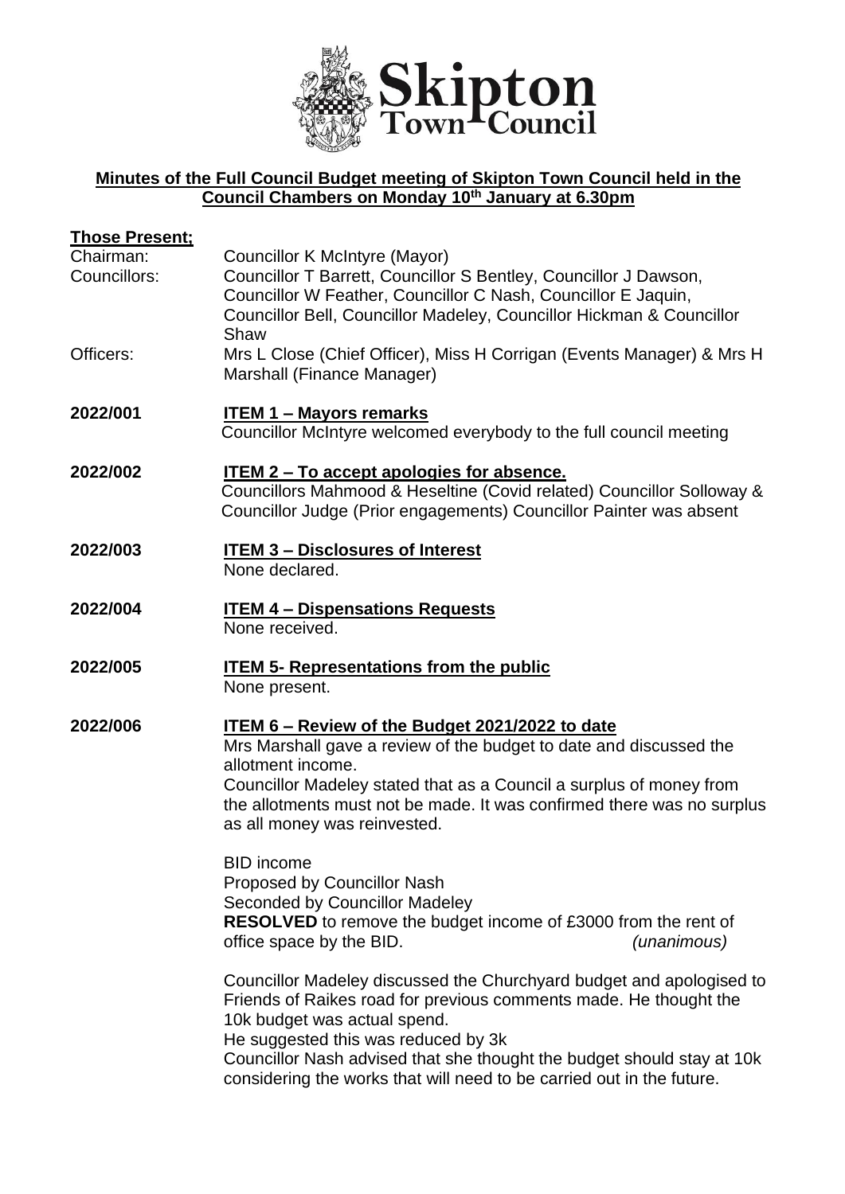# Skipton Town Council

## Minutes of the Full Council Budget meeting of Skipton Town Council held in the Council Chambers on Monday 10th January at 6.30pm

**Those Present;**

Chairman: Councillor K McIntyre (Mayor)

Councillors: Councillor T Barrett, Councillor S Bentley, Councillor J Dawson, Councillor W Feather, Councillor C Nash, Councillor E Jaquin, Councillor Bell, Councillor Madeley, Councillor Hickman & Councillor Shaw

Officers: Mrs L Close (Chief Officer), Miss H Corrigan (Events Manager) & Mrs H Marshall (Finance Manager)

**2022/001 ITEM 1 – Mayors remarks**

Councillor McIntyre welcomed everybody to the full council meeting

**2022/002 ITEM 2 – To accept apologies for absence.**

Councillors Mahmood & Heseltine (Covid related) Councillor Solloway & Councillor Judge (Prior engagements) Councillor Painter was absent

**2022/003 ITEM 3 – Disclosures of Interest**

None declared.

**2022/004 ITEM 4 – Dispensations Requests**

None received.

**2022/005 ITEM 5- Representations from the public**

None present.

**2022/006 ITEM 6 – Review of the Budget 2021/2022 to date**

Mrs Marshall gave a review of the budget to date and discussed the allotment income.

Councillor Madeley stated that as a Council a surplus of money from the allotments must not be made. It was confirmed there was no surplus as all money was reinvested.

BID income
Proposed by Councillor Nash
Seconded by Councillor Madeley
**RESOLVED** to remove the budget income of £3000 from the rent of office space by the BID. *(unanimous)*

Councillor Madeley discussed the Churchyard budget and apologised to Friends of Raikes road for previous comments made. He thought the 10k budget was actual spend.
He suggested this was reduced by 3k
Councillor Nash advised that she thought the budget should stay at 10k considering the works that will need to be carried out in the future.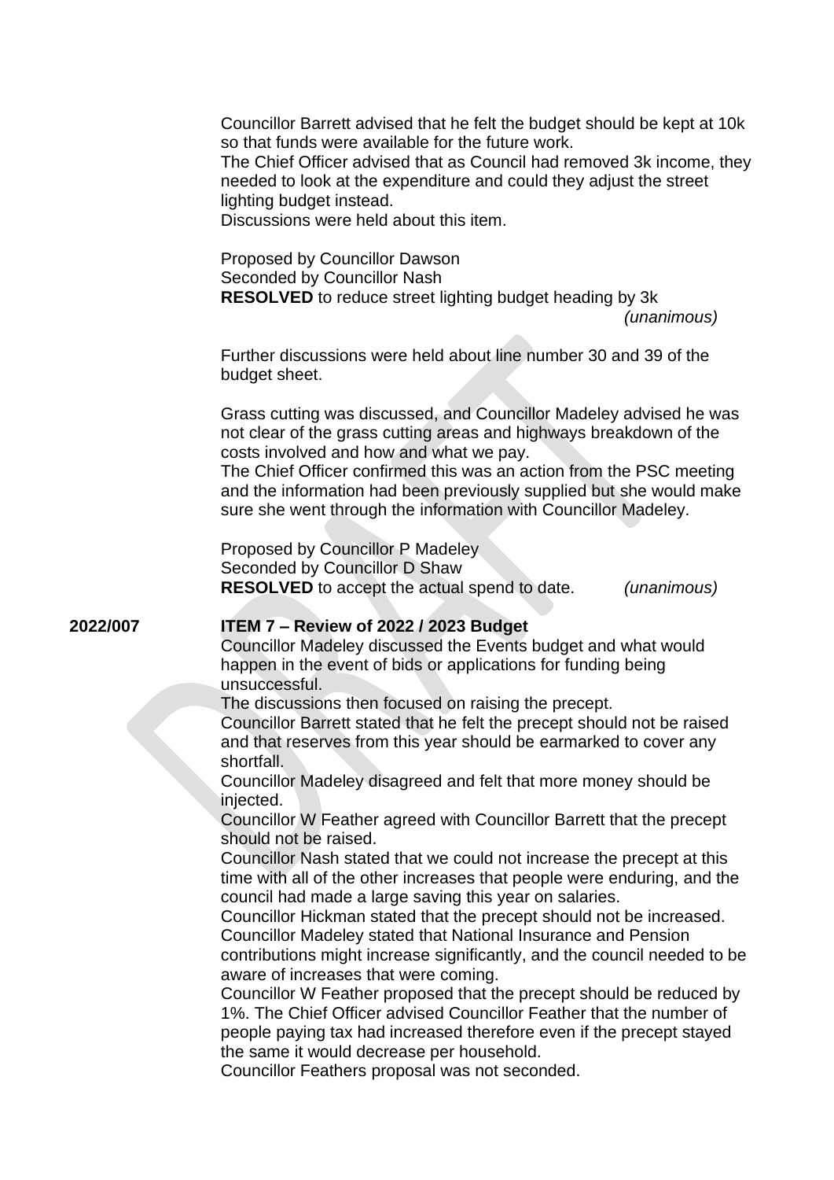Councillor Barrett advised that he felt the budget should be kept at 10k so that funds were available for the future work.
The Chief Officer advised that as Council had removed 3k income, they needed to look at the expenditure and could they adjust the street lighting budget instead.
Discussions were held about this item.

Proposed by Councillor Dawson
Seconded by Councillor Nash
**RESOLVED** to reduce street lighting budget heading by 3k *(unanimous)*

Further discussions were held about line number 30 and 39 of the budget sheet.

Grass cutting was discussed, and Councillor Madeley advised he was not clear of the grass cutting areas and highways breakdown of the costs involved and how and what we pay.
The Chief Officer confirmed this was an action from the PSC meeting and the information had been previously supplied but she would make sure she went through the information with Councillor Madeley.

Proposed by Councillor P Madeley
Seconded by Councillor D Shaw
**RESOLVED** to accept the actual spend to date. *(unanimous)*

**2022/007** **ITEM 7 – Review of 2022 / 2023 Budget**

Councillor Madeley discussed the Events budget and what would happen in the event of bids or applications for funding being unsuccessful.
The discussions then focused on raising the precept.
Councillor Barrett stated that he felt the precept should not be raised and that reserves from this year should be earmarked to cover any shortfall.
Councillor Madeley disagreed and felt that more money should be injected.
Councillor W Feather agreed with Councillor Barrett that the precept should not be raised.
Councillor Nash stated that we could not increase the precept at this time with all of the other increases that people were enduring, and the council had made a large saving this year on salaries.
Councillor Hickman stated that the precept should not be increased.
Councillor Madeley stated that National Insurance and Pension contributions might increase significantly, and the council needed to be aware of increases that were coming.
Councillor W Feather proposed that the precept should be reduced by 1%. The Chief Officer advised Councillor Feather that the number of people paying tax had increased therefore even if the precept stayed the same it would decrease per household.
Councillor Feathers proposal was not seconded.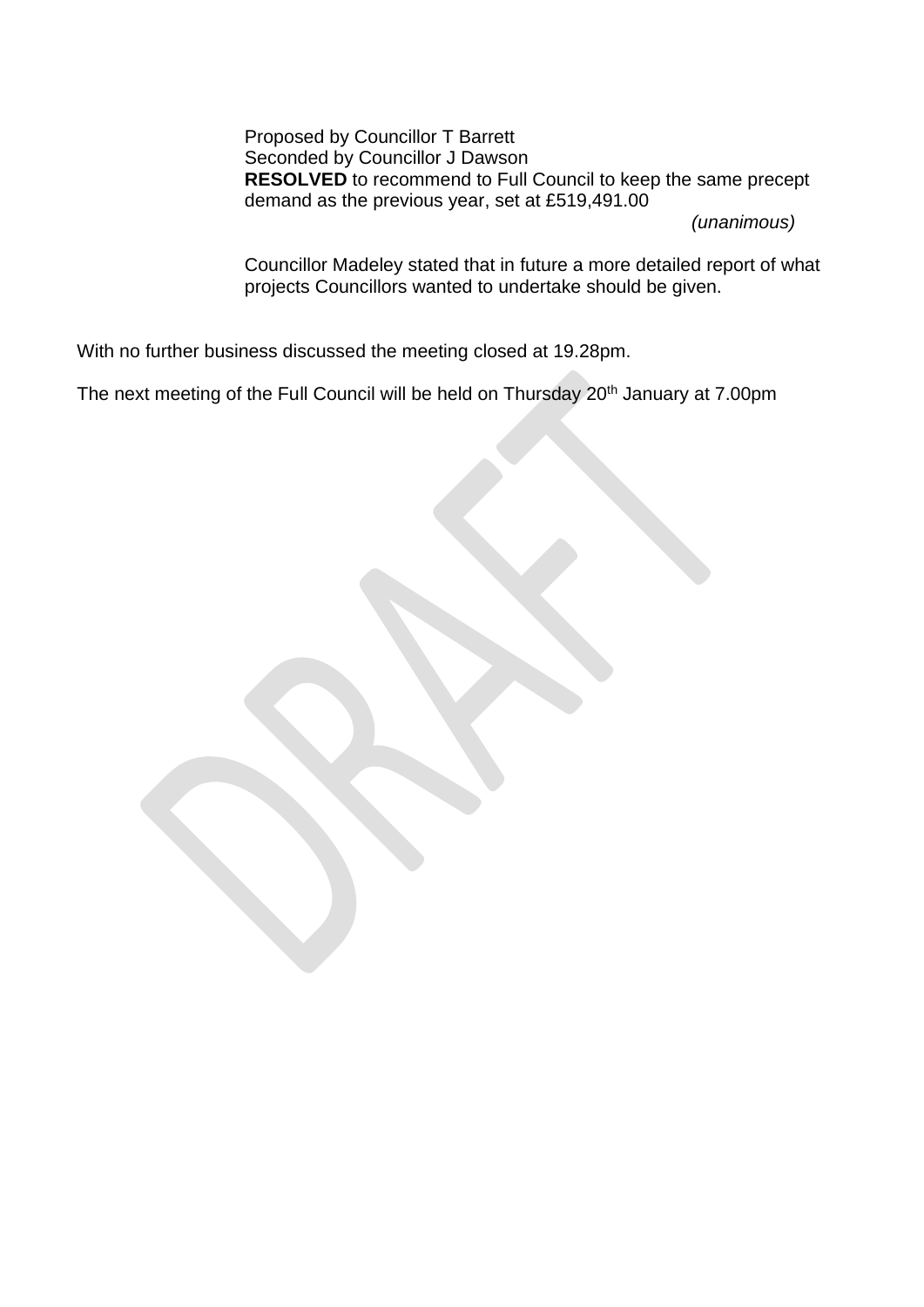Proposed by Councillor T Barrett
Seconded by Councillor J Dawson
**RESOLVED** to recommend to Full Council to keep the same precept demand as the previous year, set at £519,491.00

*(unanimous)*

Councillor Madeley stated that in future a more detailed report of what projects Councillors wanted to undertake should be given.

With no further business discussed the meeting closed at 19.28pm.

The next meeting of the Full Council will be held on Thursday 20th January at 7.00pm